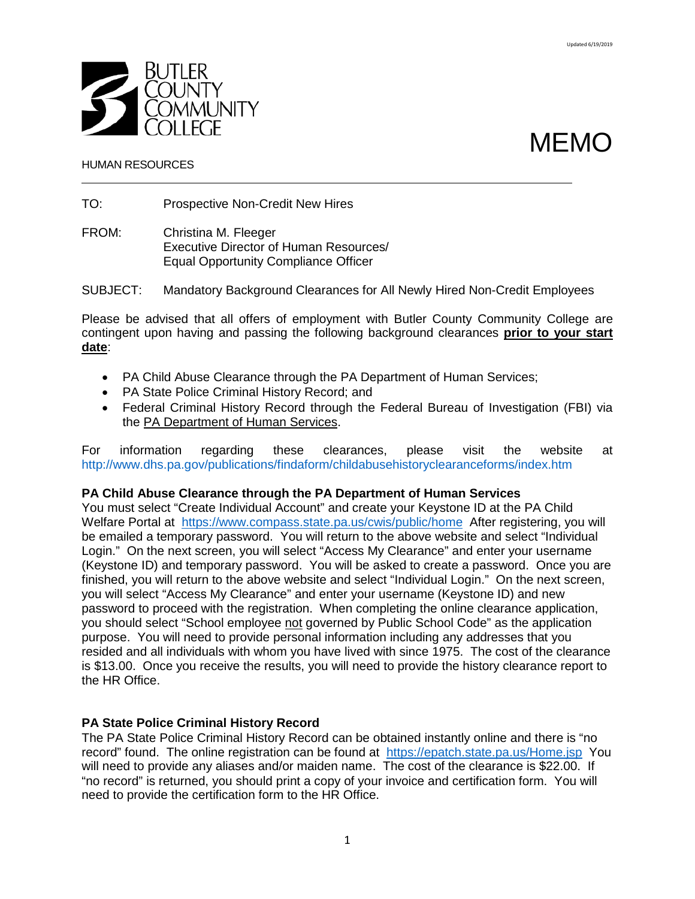Updated 6/19/2019

BUTLER COUNTY COMMUNITY COLLEGE

# MEMO

HUMAN RESOURCES

---

TO: Prospective Non-Credit New Hires

FROM: Christina M. Fleeger
Executive Director of Human Resources/
Equal Opportunity Compliance Officer

SUBJECT: Mandatory Background Clearances for All Newly Hired Non-Credit Employees

Please be advised that all offers of employment with Butler County Community College are contingent upon having and passing the following background clearances **prior to your start date**:

- PA Child Abuse Clearance through the PA Department of Human Services;
- PA State Police Criminal History Record; and
- Federal Criminal History Record through the Federal Bureau of Investigation (FBI) via the PA Department of Human Services.

For information regarding these clearances, please visit the website at http://www.dhs.pa.gov/publications/findaform/childabusehistoryclearanceforms/index.htm

**PA Child Abuse Clearance through the PA Department of Human Services**
You must select "Create Individual Account" and create your Keystone ID at the PA Child Welfare Portal at https://www.compass.state.pa.us/cwis/public/home After registering, you will be emailed a temporary password. You will return to the above website and select "Individual Login." On the next screen, you will select "Access My Clearance" and enter your username (Keystone ID) and temporary password. You will be asked to create a password. Once you are finished, you will return to the above website and select "Individual Login." On the next screen, you will select "Access My Clearance" and enter your username (Keystone ID) and new password to proceed with the registration. When completing the online clearance application, you should select "School employee not governed by Public School Code" as the application purpose. You will need to provide personal information including any addresses that you resided and all individuals with whom you have lived with since 1975. The cost of the clearance is $13.00. Once you receive the results, you will need to provide the history clearance report to the HR Office.

**PA State Police Criminal History Record**
The PA State Police Criminal History Record can be obtained instantly online and there is "no record" found. The online registration can be found at https://epatch.state.pa.us/Home.jsp You will need to provide any aliases and/or maiden name. The cost of the clearance is $22.00. If "no record" is returned, you should print a copy of your invoice and certification form. You will need to provide the certification form to the HR Office.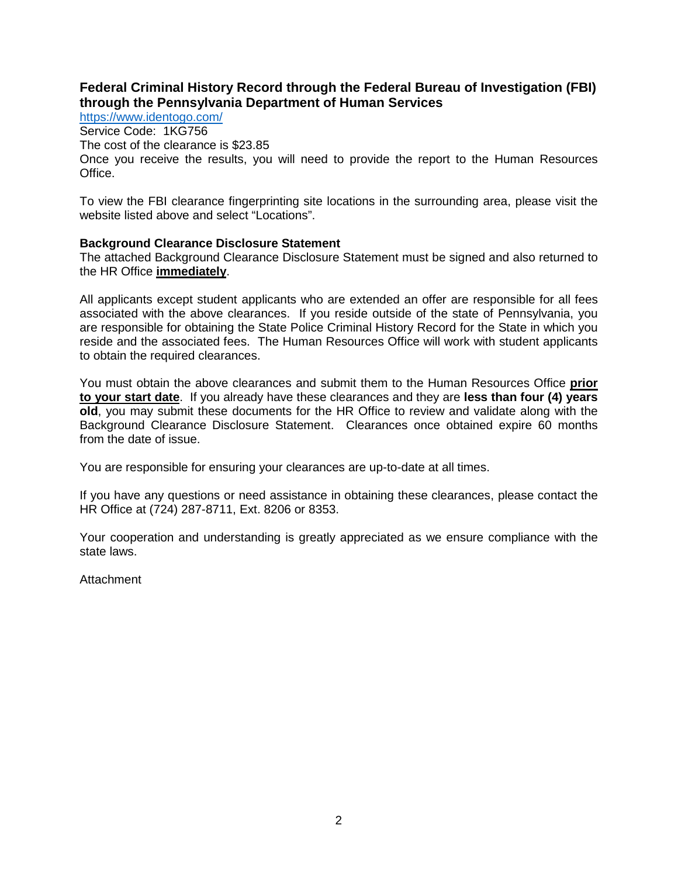**Federal Criminal History Record through the Federal Bureau of Investigation (FBI) through the Pennsylvania Department of Human Services**

https://www.identogo.com/

Service Code: 1KG756

The cost of the clearance is $23.85

Once you receive the results, you will need to provide the report to the Human Resources Office.

To view the FBI clearance fingerprinting site locations in the surrounding area, please visit the website listed above and select "Locations".

**Background Clearance Disclosure Statement**

The attached Background Clearance Disclosure Statement must be signed and also returned to the HR Office **immediately**.

All applicants except student applicants who are extended an offer are responsible for all fees associated with the above clearances. If you reside outside of the state of Pennsylvania, you are responsible for obtaining the State Police Criminal History Record for the State in which you reside and the associated fees. The Human Resources Office will work with student applicants to obtain the required clearances.

You must obtain the above clearances and submit them to the Human Resources Office **prior to your start date**. If you already have these clearances and they are **less than four (4) years old**, you may submit these documents for the HR Office to review and validate along with the Background Clearance Disclosure Statement. Clearances once obtained expire 60 months from the date of issue.

You are responsible for ensuring your clearances are up-to-date at all times.

If you have any questions or need assistance in obtaining these clearances, please contact the HR Office at (724) 287-8711, Ext. 8206 or 8353.

Your cooperation and understanding is greatly appreciated as we ensure compliance with the state laws.

Attachment